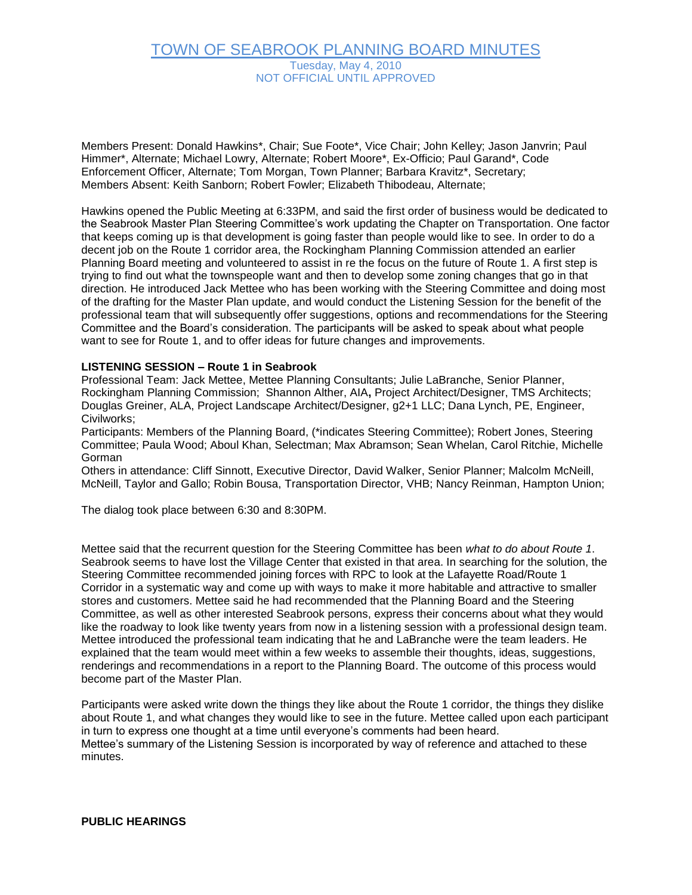# TOWN OF SEABROOK PLANNING BOARD MINUTES

Tuesday, May 4, 2010
NOT OFFICIAL UNTIL APPROVED

Members Present: Donald Hawkins*, Chair; Sue Foote*, Vice Chair; John Kelley; Jason Janvrin; Paul Himmer*, Alternate; Michael Lowry, Alternate; Robert Moore*, Ex-Officio; Paul Garand*, Code Enforcement Officer, Alternate; Tom Morgan, Town Planner; Barbara Kravitz*, Secretary;
Members Absent: Keith Sanborn; Robert Fowler; Elizabeth Thibodeau, Alternate;

Hawkins opened the Public Meeting at 6:33PM, and said the first order of business would be dedicated to the Seabrook Master Plan Steering Committee's work updating the Chapter on Transportation. One factor that keeps coming up is that development is going faster than people would like to see. In order to do a decent job on the Route 1 corridor area, the Rockingham Planning Commission attended an earlier Planning Board meeting and volunteered to assist in re the focus on the future of Route 1. A first step is trying to find out what the townspeople want and then to develop some zoning changes that go in that direction. He introduced Jack Mettee who has been working with the Steering Committee and doing most of the drafting for the Master Plan update, and would conduct the Listening Session for the benefit of the professional team that will subsequently offer suggestions, options and recommendations for the Steering Committee and the Board's consideration. The participants will be asked to speak about what people want to see for Route 1, and to offer ideas for future changes and improvements.

**LISTENING SESSION – Route 1 in Seabrook**
Professional Team: Jack Mettee, Mettee Planning Consultants; Julie LaBranche, Senior Planner, Rockingham Planning Commission; Shannon Alther, AIA**,** Project Architect/Designer, TMS Architects; Douglas Greiner, ALA, Project Landscape Architect/Designer, g2+1 LLC; Dana Lynch, PE, Engineer, Civilworks;
Participants: Members of the Planning Board, (*indicates Steering Committee); Robert Jones, Steering Committee; Paula Wood; Aboul Khan, Selectman; Max Abramson; Sean Whelan, Carol Ritchie, Michelle Gorman
Others in attendance: Cliff Sinnott, Executive Director, David Walker, Senior Planner; Malcolm McNeill, McNeill, Taylor and Gallo; Robin Bousa, Transportation Director, VHB; Nancy Reinman, Hampton Union;

The dialog took place between 6:30 and 8:30PM.

Mettee said that the recurrent question for the Steering Committee has been *what to do about Route 1*. Seabrook seems to have lost the Village Center that existed in that area. In searching for the solution, the Steering Committee recommended joining forces with RPC to look at the Lafayette Road/Route 1 Corridor in a systematic way and come up with ways to make it more habitable and attractive to smaller stores and customers. Mettee said he had recommended that the Planning Board and the Steering Committee, as well as other interested Seabrook persons, express their concerns about what they would like the roadway to look like twenty years from now in a listening session with a professional design team. Mettee introduced the professional team indicating that he and LaBranche were the team leaders. He explained that the team would meet within a few weeks to assemble their thoughts, ideas, suggestions, renderings and recommendations in a report to the Planning Board. The outcome of this process would become part of the Master Plan.

Participants were asked write down the things they like about the Route 1 corridor, the things they dislike about Route 1, and what changes they would like to see in the future. Mettee called upon each participant in turn to express one thought at a time until everyone's comments had been heard.
Mettee's summary of the Listening Session is incorporated by way of reference and attached to these minutes.

**PUBLIC HEARINGS**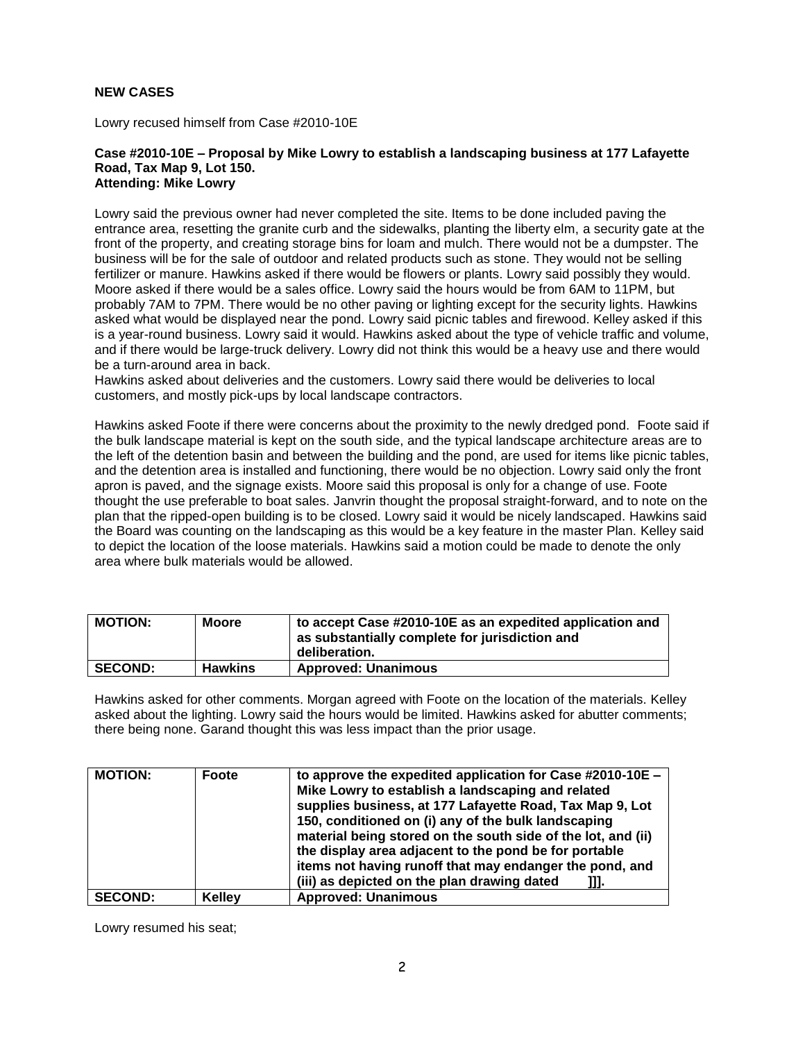## NEW CASES

Lowry recused himself from Case #2010-10E

**Case #2010-10E – Proposal by Mike Lowry to establish a landscaping business at 177 Lafayette Road, Tax Map 9, Lot 150.**
**Attending: Mike Lowry**

Lowry said the previous owner had never completed the site. Items to be done included paving the entrance area, resetting the granite curb and the sidewalks, planting the liberty elm, a security gate at the front of the property, and creating storage bins for loam and mulch. There would not be a dumpster. The business will be for the sale of outdoor and related products such as stone. They would not be selling fertilizer or manure. Hawkins asked if there would be flowers or plants. Lowry said possibly they would. Moore asked if there would be a sales office. Lowry said the hours would be from 6AM to 11PM, but probably 7AM to 7PM. There would be no other paving or lighting except for the security lights. Hawkins asked what would be displayed near the pond. Lowry said picnic tables and firewood. Kelley asked if this is a year-round business. Lowry said it would. Hawkins asked about the type of vehicle traffic and volume, and if there would be large-truck delivery. Lowry did not think this would be a heavy use and there would be a turn-around area in back.
Hawkins asked about deliveries and the customers. Lowry said there would be deliveries to local customers, and mostly pick-ups by local landscape contractors.

Hawkins asked Foote if there were concerns about the proximity to the newly dredged pond. Foote said if the bulk landscape material is kept on the south side, and the typical landscape architecture areas are to the left of the detention basin and between the building and the pond, are used for items like picnic tables, and the detention area is installed and functioning, there would be no objection. Lowry said only the front apron is paved, and the signage exists. Moore said this proposal is only for a change of use. Foote thought the use preferable to boat sales. Janvrin thought the proposal straight-forward, and to note on the plan that the ripped-open building is to be closed. Lowry said it would be nicely landscaped. Hawkins said the Board was counting on the landscaping as this would be a key feature in the master Plan. Kelley said to depict the location of the loose materials. Hawkins said a motion could be made to denote the only area where bulk materials would be allowed.

| **MOTION:** | **Moore** | **to accept Case #2010-10E as an expedited application and as substantially complete for jurisdiction and deliberation.** |
|---|---|---|
| **SECOND:** | **Hawkins** | **Approved: Unanimous** |

Hawkins asked for other comments. Morgan agreed with Foote on the location of the materials. Kelley asked about the lighting. Lowry said the hours would be limited. Hawkins asked for abutter comments; there being none. Garand thought this was less impact than the prior usage.

| **MOTION:** | **Foote** | **to approve the expedited application for Case #2010-10E – Mike Lowry to establish a landscaping and related supplies business, at 177 Lafayette Road, Tax Map 9, Lot 150, conditioned on (i) any of the bulk landscaping material being stored on the south side of the lot, and (ii) the display area adjacent to the pond be for portable items not having runoff that may endanger the pond, and (iii) as depicted on the plan drawing dated ]]].** |
|---|---|---|
| **SECOND:** | **Kelley** | **Approved: Unanimous** |

Lowry resumed his seat;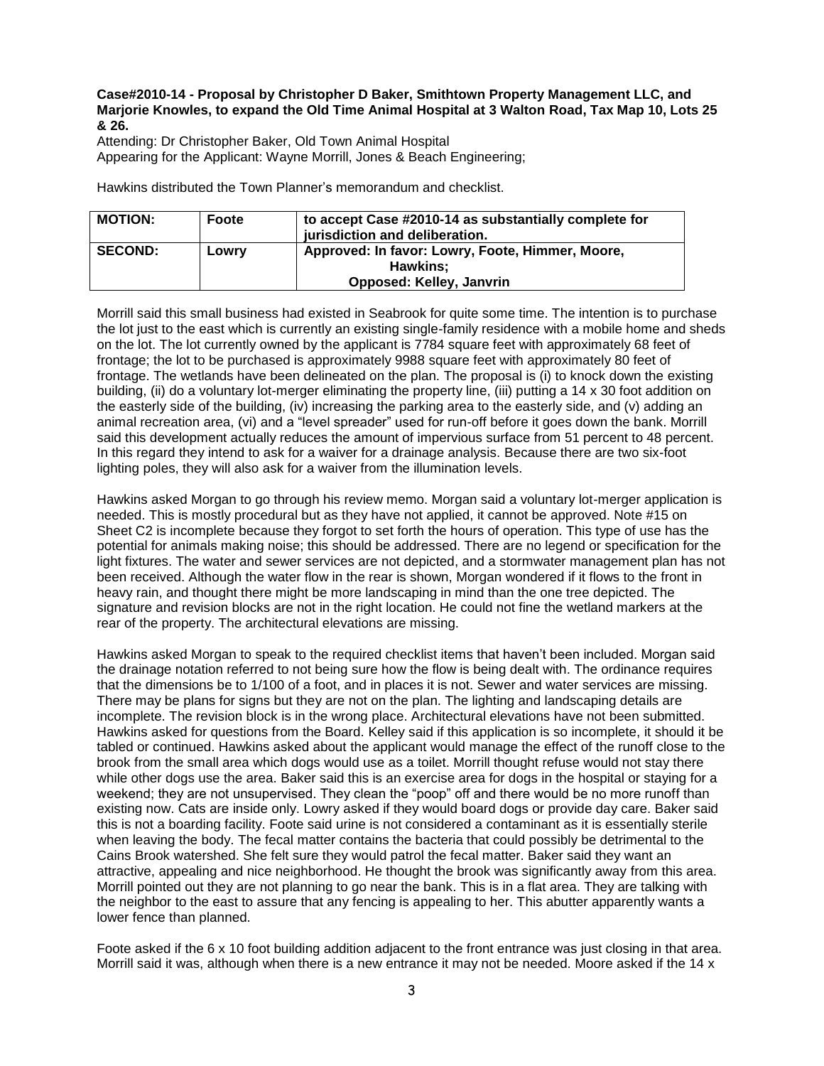**Case#2010-14 - Proposal by Christopher D Baker, Smithtown Property Management LLC, and Marjorie Knowles, to expand the Old Time Animal Hospital at 3 Walton Road, Tax Map 10, Lots 25 & 26.**

Attending: Dr Christopher Baker, Old Town Animal Hospital
Appearing for the Applicant: Wayne Morrill, Jones & Beach Engineering;

Hawkins distributed the Town Planner's memorandum and checklist.

| **MOTION:** | **Foote** | **to accept Case #2010-14 as substantially complete for jurisdiction and deliberation.** |
|---|---|---|
| **SECOND:** | **Lowry** | **Approved: In favor: Lowry, Foote, Himmer, Moore, Hawkins; Opposed: Kelley, Janvrin** |

Morrill said this small business had existed in Seabrook for quite some time. The intention is to purchase the lot just to the east which is currently an existing single-family residence with a mobile home and sheds on the lot. The lot currently owned by the applicant is 7784 square feet with approximately 68 feet of frontage; the lot to be purchased is approximately 9988 square feet with approximately 80 feet of frontage. The wetlands have been delineated on the plan. The proposal is (i) to knock down the existing building, (ii) do a voluntary lot-merger eliminating the property line, (iii) putting a 14 x 30 foot addition on the easterly side of the building, (iv) increasing the parking area to the easterly side, and (v) adding an animal recreation area, (vi) and a "level spreader" used for run-off before it goes down the bank. Morrill said this development actually reduces the amount of impervious surface from 51 percent to 48 percent. In this regard they intend to ask for a waiver for a drainage analysis. Because there are two six-foot lighting poles, they will also ask for a waiver from the illumination levels.

Hawkins asked Morgan to go through his review memo. Morgan said a voluntary lot-merger application is needed. This is mostly procedural but as they have not applied, it cannot be approved. Note #15 on Sheet C2 is incomplete because they forgot to set forth the hours of operation. This type of use has the potential for animals making noise; this should be addressed. There are no legend or specification for the light fixtures. The water and sewer services are not depicted, and a stormwater management plan has not been received. Although the water flow in the rear is shown, Morgan wondered if it flows to the front in heavy rain, and thought there might be more landscaping in mind than the one tree depicted. The signature and revision blocks are not in the right location. He could not fine the wetland markers at the rear of the property. The architectural elevations are missing.

Hawkins asked Morgan to speak to the required checklist items that haven't been included. Morgan said the drainage notation referred to not being sure how the flow is being dealt with. The ordinance requires that the dimensions be to 1/100 of a foot, and in places it is not. Sewer and water services are missing. There may be plans for signs but they are not on the plan. The lighting and landscaping details are incomplete. The revision block is in the wrong place. Architectural elevations have not been submitted. Hawkins asked for questions from the Board. Kelley said if this application is so incomplete, it should it be tabled or continued. Hawkins asked about the applicant would manage the effect of the runoff close to the brook from the small area which dogs would use as a toilet. Morrill thought refuse would not stay there while other dogs use the area. Baker said this is an exercise area for dogs in the hospital or staying for a weekend; they are not unsupervised. They clean the "poop" off and there would be no more runoff than existing now. Cats are inside only. Lowry asked if they would board dogs or provide day care. Baker said this is not a boarding facility. Foote said urine is not considered a contaminant as it is essentially sterile when leaving the body. The fecal matter contains the bacteria that could possibly be detrimental to the Cains Brook watershed. She felt sure they would patrol the fecal matter. Baker said they want an attractive, appealing and nice neighborhood. He thought the brook was significantly away from this area. Morrill pointed out they are not planning to go near the bank. This is in a flat area. They are talking with the neighbor to the east to assure that any fencing is appealing to her. This abutter apparently wants a lower fence than planned.

Foote asked if the 6 x 10 foot building addition adjacent to the front entrance was just closing in that area. Morrill said it was, although when there is a new entrance it may not be needed. Moore asked if the 14 x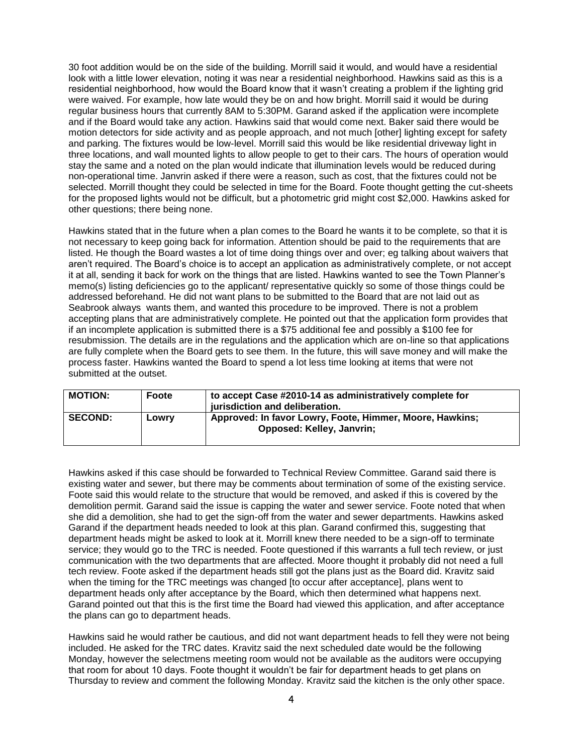30 foot addition would be on the side of the building. Morrill said it would, and would have a residential look with a little lower elevation, noting it was near a residential neighborhood. Hawkins said as this is a residential neighborhood, how would the Board know that it wasn't creating a problem if the lighting grid were waived. For example, how late would they be on and how bright. Morrill said it would be during regular business hours that currently 8AM to 5:30PM. Garand asked if the application were incomplete and if the Board would take any action. Hawkins said that would come next. Baker said there would be motion detectors for side activity and as people approach, and not much [other] lighting except for safety and parking. The fixtures would be low-level. Morrill said this would be like residential driveway light in three locations, and wall mounted lights to allow people to get to their cars. The hours of operation would stay the same and a noted on the plan would indicate that illumination levels would be reduced during non-operational time. Janvrin asked if there were a reason, such as cost, that the fixtures could not be selected. Morrill thought they could be selected in time for the Board. Foote thought getting the cut-sheets for the proposed lights would not be difficult, but a photometric grid might cost $2,000. Hawkins asked for other questions; there being none.

Hawkins stated that in the future when a plan comes to the Board he wants it to be complete, so that it is not necessary to keep going back for information. Attention should be paid to the requirements that are listed. He though the Board wastes a lot of time doing things over and over; eg talking about waivers that aren't required. The Board's choice is to accept an application as administratively complete, or not accept it at all, sending it back for work on the things that are listed. Hawkins wanted to see the Town Planner's memo(s) listing deficiencies go to the applicant/ representative quickly so some of those things could be addressed beforehand. He did not want plans to be submitted to the Board that are not laid out as Seabrook always wants them, and wanted this procedure to be improved. There is not a problem accepting plans that are administratively complete. He pointed out that the application form provides that if an incomplete application is submitted there is a $75 additional fee and possibly a $100 fee for resubmission. The details are in the regulations and the application which are on-line so that applications are fully complete when the Board gets to see them. In the future, this will save money and will make the process faster. Hawkins wanted the Board to spend a lot less time looking at items that were not submitted at the outset.

| **MOTION:** | **Foote** | **to accept Case #2010-14 as administratively complete for jurisdiction and deliberation.** |
|---|---|---|
| **SECOND:** | **Lowry** | **Approved: In favor Lowry, Foote, Himmer, Moore, Hawkins; Opposed: Kelley, Janvrin;** |

Hawkins asked if this case should be forwarded to Technical Review Committee. Garand said there is existing water and sewer, but there may be comments about termination of some of the existing service. Foote said this would relate to the structure that would be removed, and asked if this is covered by the demolition permit. Garand said the issue is capping the water and sewer service. Foote noted that when she did a demolition, she had to get the sign-off from the water and sewer departments. Hawkins asked Garand if the department heads needed to look at this plan. Garand confirmed this, suggesting that department heads might be asked to look at it. Morrill knew there needed to be a sign-off to terminate service; they would go to the TRC is needed. Foote questioned if this warrants a full tech review, or just communication with the two departments that are affected. Moore thought it probably did not need a full tech review. Foote asked if the department heads still got the plans just as the Board did. Kravitz said when the timing for the TRC meetings was changed [to occur after acceptance], plans went to department heads only after acceptance by the Board, which then determined what happens next. Garand pointed out that this is the first time the Board had viewed this application, and after acceptance the plans can go to department heads.

Hawkins said he would rather be cautious, and did not want department heads to fell they were not being included. He asked for the TRC dates. Kravitz said the next scheduled date would be the following Monday, however the selectmens meeting room would not be available as the auditors were occupying that room for about 10 days. Foote thought it wouldn't be fair for department heads to get plans on Thursday to review and comment the following Monday. Kravitz said the kitchen is the only other space.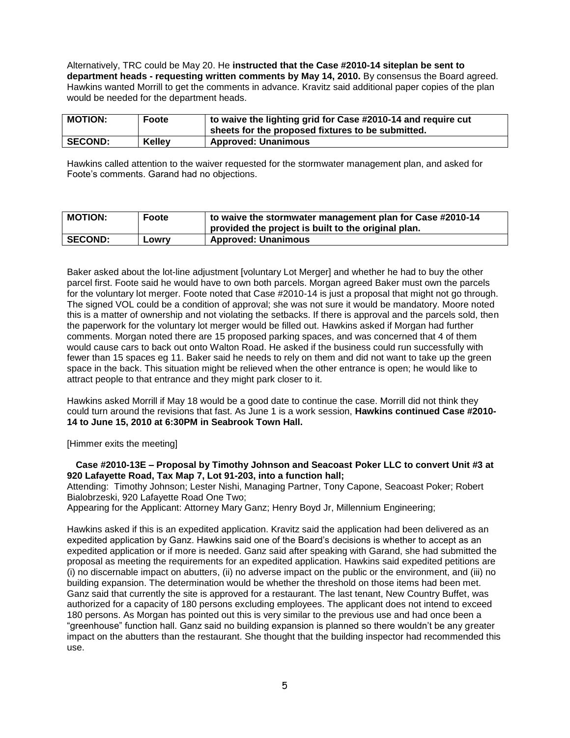Alternatively, TRC could be May 20. He **instructed that the Case #2010-14 siteplan be sent to department heads - requesting written comments by May 14, 2010.** By consensus the Board agreed. Hawkins wanted Morrill to get the comments in advance. Kravitz said additional paper copies of the plan would be needed for the department heads.

| **MOTION:** | **Foote** | **to waive the lighting grid for Case #2010-14 and require cut sheets for the proposed fixtures to be submitted.** |
|---|---|---|
| **SECOND:** | **Kelley** | **Approved: Unanimous** |

Hawkins called attention to the waiver requested for the stormwater management plan, and asked for Foote's comments. Garand had no objections.

| **MOTION:** | **Foote** | **to waive the stormwater management plan for Case #2010-14 provided the project is built to the original plan.** |
|---|---|---|
| **SECOND:** | **Lowry** | **Approved: Unanimous** |

Baker asked about the lot-line adjustment [voluntary Lot Merger] and whether he had to buy the other parcel first. Foote said he would have to own both parcels. Morgan agreed Baker must own the parcels for the voluntary lot merger. Foote noted that Case #2010-14 is just a proposal that might not go through. The signed VOL could be a condition of approval; she was not sure it would be mandatory. Moore noted this is a matter of ownership and not violating the setbacks. If there is approval and the parcels sold, then the paperwork for the voluntary lot merger would be filled out. Hawkins asked if Morgan had further comments. Morgan noted there are 15 proposed parking spaces, and was concerned that 4 of them would cause cars to back out onto Walton Road. He asked if the business could run successfully with fewer than 15 spaces eg 11. Baker said he needs to rely on them and did not want to take up the green space in the back. This situation might be relieved when the other entrance is open; he would like to attract people to that entrance and they might park closer to it.

Hawkins asked Morrill if May 18 would be a good date to continue the case. Morrill did not think they could turn around the revisions that fast. As June 1 is a work session, **Hawkins continued Case #2010-14 to June 15, 2010 at 6:30PM in Seabrook Town Hall.**

[Himmer exits the meeting]

**Case #2010-13E – Proposal by Timothy Johnson and Seacoast Poker LLC to convert Unit #3 at 920 Lafayette Road, Tax Map 7, Lot 91-203, into a function hall;**

Attending: Timothy Johnson; Lester Nishi, Managing Partner, Tony Capone, Seacoast Poker; Robert Bialobrzeski, 920 Lafayette Road One Two;

Appearing for the Applicant: Attorney Mary Ganz; Henry Boyd Jr, Millennium Engineering;

Hawkins asked if this is an expedited application. Kravitz said the application had been delivered as an expedited application by Ganz. Hawkins said one of the Board's decisions is whether to accept as an expedited application or if more is needed. Ganz said after speaking with Garand, she had submitted the proposal as meeting the requirements for an expedited application. Hawkins said expedited petitions are (i) no discernable impact on abutters, (ii) no adverse impact on the public or the environment, and (iii) no building expansion. The determination would be whether the threshold on those items had been met. Ganz said that currently the site is approved for a restaurant. The last tenant, New Country Buffet, was authorized for a capacity of 180 persons excluding employees. The applicant does not intend to exceed 180 persons. As Morgan has pointed out this is very similar to the previous use and had once been a "greenhouse" function hall. Ganz said no building expansion is planned so there wouldn't be any greater impact on the abutters than the restaurant. She thought that the building inspector had recommended this use.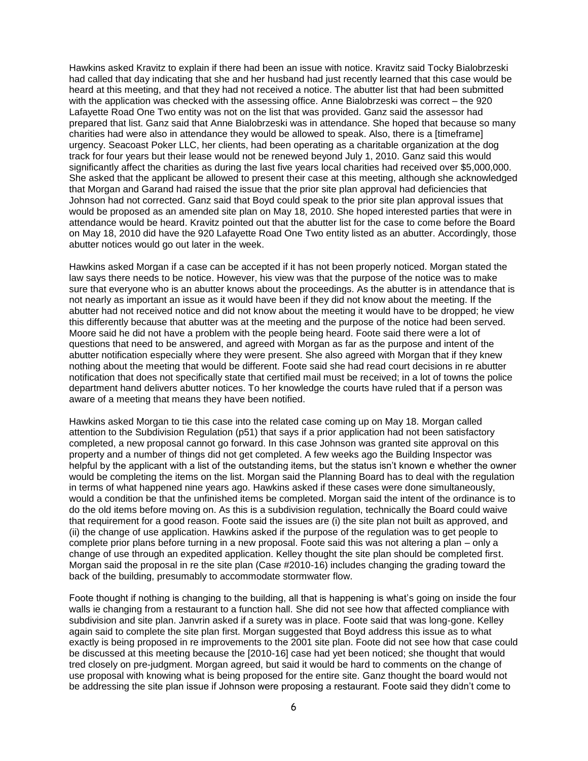Hawkins asked Kravitz to explain if there had been an issue with notice. Kravitz said Tocky Bialobrzeski had called that day indicating that she and her husband had just recently learned that this case would be heard at this meeting, and that they had not received a notice. The abutter list that had been submitted with the application was checked with the assessing office. Anne Bialobrzeski was correct – the 920 Lafayette Road One Two entity was not on the list that was provided. Ganz said the assessor had prepared that list. Ganz said that Anne Bialobrzeski was in attendance. She hoped that because so many charities had were also in attendance they would be allowed to speak. Also, there is a [timeframe] urgency. Seacoast Poker LLC, her clients, had been operating as a charitable organization at the dog track for four years but their lease would not be renewed beyond July 1, 2010. Ganz said this would significantly affect the charities as during the last five years local charities had received over $5,000,000. She asked that the applicant be allowed to present their case at this meeting, although she acknowledged that Morgan and Garand had raised the issue that the prior site plan approval had deficiencies that Johnson had not corrected. Ganz said that Boyd could speak to the prior site plan approval issues that would be proposed as an amended site plan on May 18, 2010. She hoped interested parties that were in attendance would be heard. Kravitz pointed out that the abutter list for the case to come before the Board on May 18, 2010 did have the 920 Lafayette Road One Two entity listed as an abutter. Accordingly, those abutter notices would go out later in the week.

Hawkins asked Morgan if a case can be accepted if it has not been properly noticed. Morgan stated the law says there needs to be notice. However, his view was that the purpose of the notice was to make sure that everyone who is an abutter knows about the proceedings. As the abutter is in attendance that is not nearly as important an issue as it would have been if they did not know about the meeting. If the abutter had not received notice and did not know about the meeting it would have to be dropped; he view this differently because that abutter was at the meeting and the purpose of the notice had been served. Moore said he did not have a problem with the people being heard. Foote said there were a lot of questions that need to be answered, and agreed with Morgan as far as the purpose and intent of the abutter notification especially where they were present. She also agreed with Morgan that if they knew nothing about the meeting that would be different. Foote said she had read court decisions in re abutter notification that does not specifically state that certified mail must be received; in a lot of towns the police department hand delivers abutter notices. To her knowledge the courts have ruled that if a person was aware of a meeting that means they have been notified.

Hawkins asked Morgan to tie this case into the related case coming up on May 18. Morgan called attention to the Subdivision Regulation (p51) that says if a prior application had not been satisfactory completed, a new proposal cannot go forward. In this case Johnson was granted site approval on this property and a number of things did not get completed. A few weeks ago the Building Inspector was helpful by the applicant with a list of the outstanding items, but the status isn't known e whether the owner would be completing the items on the list. Morgan said the Planning Board has to deal with the regulation in terms of what happened nine years ago. Hawkins asked if these cases were done simultaneously, would a condition be that the unfinished items be completed. Morgan said the intent of the ordinance is to do the old items before moving on. As this is a subdivision regulation, technically the Board could waive that requirement for a good reason. Foote said the issues are (i) the site plan not built as approved, and (ii) the change of use application. Hawkins asked if the purpose of the regulation was to get people to complete prior plans before turning in a new proposal. Foote said this was not altering a plan – only a change of use through an expedited application. Kelley thought the site plan should be completed first. Morgan said the proposal in re the site plan (Case #2010-16) includes changing the grading toward the back of the building, presumably to accommodate stormwater flow.

Foote thought if nothing is changing to the building, all that is happening is what's going on inside the four walls ie changing from a restaurant to a function hall. She did not see how that affected compliance with subdivision and site plan. Janvrin asked if a surety was in place. Foote said that was long-gone. Kelley again said to complete the site plan first. Morgan suggested that Boyd address this issue as to what exactly is being proposed in re improvements to the 2001 site plan. Foote did not see how that case could be discussed at this meeting because the [2010-16] case had yet been noticed; she thought that would tred closely on pre-judgment. Morgan agreed, but said it would be hard to comments on the change of use proposal with knowing what is being proposed for the entire site. Ganz thought the board would not be addressing the site plan issue if Johnson were proposing a restaurant. Foote said they didn't come to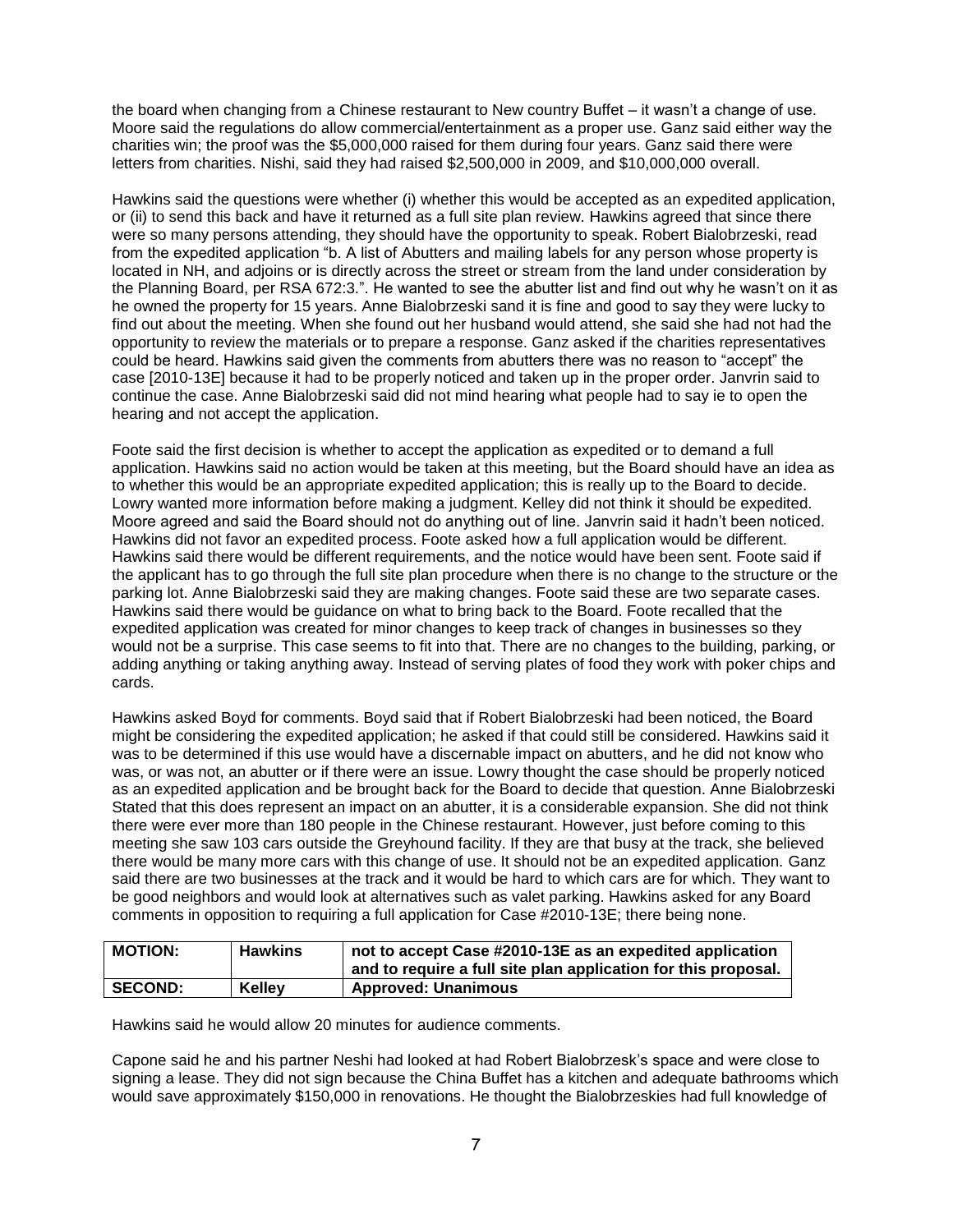the board when changing from a Chinese restaurant to New country Buffet – it wasn't a change of use. Moore said the regulations do allow commercial/entertainment as a proper use. Ganz said either way the charities win; the proof was the $5,000,000 raised for them during four years. Ganz said there were letters from charities. Nishi, said they had raised $2,500,000 in 2009, and $10,000,000 overall.

Hawkins said the questions were whether (i) whether this would be accepted as an expedited application, or (ii) to send this back and have it returned as a full site plan review. Hawkins agreed that since there were so many persons attending, they should have the opportunity to speak. Robert Bialobrzeski, read from the expedited application "b. A list of Abutters and mailing labels for any person whose property is located in NH, and adjoins or is directly across the street or stream from the land under consideration by the Planning Board, per RSA 672:3.". He wanted to see the abutter list and find out why he wasn't on it as he owned the property for 15 years. Anne Bialobrzeski sand it is fine and good to say they were lucky to find out about the meeting. When she found out her husband would attend, she said she had not had the opportunity to review the materials or to prepare a response. Ganz asked if the charities representatives could be heard. Hawkins said given the comments from abutters there was no reason to "accept" the case [2010-13E] because it had to be properly noticed and taken up in the proper order. Janvrin said to continue the case. Anne Bialobrzeski said did not mind hearing what people had to say ie to open the hearing and not accept the application.

Foote said the first decision is whether to accept the application as expedited or to demand a full application. Hawkins said no action would be taken at this meeting, but the Board should have an idea as to whether this would be an appropriate expedited application; this is really up to the Board to decide. Lowry wanted more information before making a judgment. Kelley did not think it should be expedited. Moore agreed and said the Board should not do anything out of line. Janvrin said it hadn't been noticed. Hawkins did not favor an expedited process. Foote asked how a full application would be different. Hawkins said there would be different requirements, and the notice would have been sent. Foote said if the applicant has to go through the full site plan procedure when there is no change to the structure or the parking lot. Anne Bialobrzeski said they are making changes. Foote said these are two separate cases. Hawkins said there would be guidance on what to bring back to the Board. Foote recalled that the expedited application was created for minor changes to keep track of changes in businesses so they would not be a surprise. This case seems to fit into that. There are no changes to the building, parking, or adding anything or taking anything away. Instead of serving plates of food they work with poker chips and cards.

Hawkins asked Boyd for comments. Boyd said that if Robert Bialobrzeski had been noticed, the Board might be considering the expedited application; he asked if that could still be considered. Hawkins said it was to be determined if this use would have a discernable impact on abutters, and he did not know who was, or was not, an abutter or if there were an issue. Lowry thought the case should be properly noticed as an expedited application and be brought back for the Board to decide that question. Anne Bialobrzeski Stated that this does represent an impact on an abutter, it is a considerable expansion. She did not think there were ever more than 180 people in the Chinese restaurant. However, just before coming to this meeting she saw 103 cars outside the Greyhound facility. If they are that busy at the track, she believed there would be many more cars with this change of use. It should not be an expedited application. Ganz said there are two businesses at the track and it would be hard to which cars are for which. They want to be good neighbors and would look at alternatives such as valet parking. Hawkins asked for any Board comments in opposition to requiring a full application for Case #2010-13E; there being none.

| **MOTION:** | **Hawkins** | **not to accept Case #2010-13E as an expedited application and to require a full site plan application for this proposal.** |
|---|---|---|
| **SECOND:** | **Kelley** | **Approved: Unanimous** |

Hawkins said he would allow 20 minutes for audience comments.

Capone said he and his partner Neshi had looked at had Robert Bialobrzesk's space and were close to signing a lease. They did not sign because the China Buffet has a kitchen and adequate bathrooms which would save approximately $150,000 in renovations. He thought the Bialobrzeskies had full knowledge of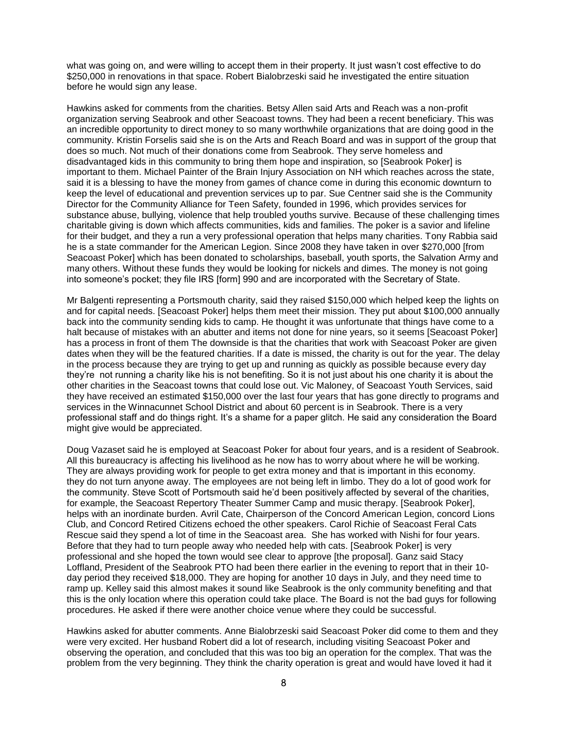what was going on, and were willing to accept them in their property. It just wasn't cost effective to do $250,000 in renovations in that space. Robert Bialobrzeski said he investigated the entire situation before he would sign any lease.

Hawkins asked for comments from the charities. Betsy Allen said Arts and Reach was a non-profit organization serving Seabrook and other Seacoast towns. They had been a recent beneficiary. This was an incredible opportunity to direct money to so many worthwhile organizations that are doing good in the community. Kristin Forselis said she is on the Arts and Reach Board and was in support of the group that does so much. Not much of their donations come from Seabrook. They serve homeless and disadvantaged kids in this community to bring them hope and inspiration, so [Seabrook Poker] is important to them. Michael Painter of the Brain Injury Association on NH which reaches across the state, said it is a blessing to have the money from games of chance come in during this economic downturn to keep the level of educational and prevention services up to par. Sue Centner said she is the Community Director for the Community Alliance for Teen Safety, founded in 1996, which provides services for substance abuse, bullying, violence that help troubled youths survive. Because of these challenging times charitable giving is down which affects communities, kids and families. The poker is a savior and lifeline for their budget, and they a run a very professional operation that helps many charities. Tony Rabbia said he is a state commander for the American Legion. Since 2008 they have taken in over $270,000 [from Seacoast Poker] which has been donated to scholarships, baseball, youth sports, the Salvation Army and many others. Without these funds they would be looking for nickels and dimes. The money is not going into someone's pocket; they file IRS [form] 990 and are incorporated with the Secretary of State.

Mr Balgenti representing a Portsmouth charity, said they raised $150,000 which helped keep the lights on and for capital needs. [Seacoast Poker] helps them meet their mission. They put about $100,000 annually back into the community sending kids to camp. He thought it was unfortunate that things have come to a halt because of mistakes with an abutter and items not done for nine years, so it seems [Seacoast Poker] has a process in front of them The downside is that the charities that work with Seacoast Poker are given dates when they will be the featured charities. If a date is missed, the charity is out for the year. The delay in the process because they are trying to get up and running as quickly as possible because every day they're not running a charity like his is not benefiting. So it is not just about his one charity it is about the other charities in the Seacoast towns that could lose out. Vic Maloney, of Seacoast Youth Services, said they have received an estimated $150,000 over the last four years that has gone directly to programs and services in the Winnacunnet School District and about 60 percent is in Seabrook. There is a very professional staff and do things right. It's a shame for a paper glitch. He said any consideration the Board might give would be appreciated.

Doug Vazaset said he is employed at Seacoast Poker for about four years, and is a resident of Seabrook. All this bureaucracy is affecting his livelihood as he now has to worry about where he will be working. They are always providing work for people to get extra money and that is important in this economy. they do not turn anyone away. The employees are not being left in limbo. They do a lot of good work for the community. Steve Scott of Portsmouth said he'd been positively affected by several of the charities, for example, the Seacoast Repertory Theater Summer Camp and music therapy. [Seabrook Poker], helps with an inordinate burden. Avril Cate, Chairperson of the Concord American Legion, concord Lions Club, and Concord Retired Citizens echoed the other speakers. Carol Richie of Seacoast Feral Cats Rescue said they spend a lot of time in the Seacoast area. She has worked with Nishi for four years. Before that they had to turn people away who needed help with cats. [Seabrook Poker] is very professional and she hoped the town would see clear to approve [the proposal]. Ganz said Stacy Loffland, President of the Seabrook PTO had been there earlier in the evening to report that in their 10-day period they received $18,000. They are hoping for another 10 days in July, and they need time to ramp up. Kelley said this almost makes it sound like Seabrook is the only community benefiting and that this is the only location where this operation could take place. The Board is not the bad guys for following procedures. He asked if there were another choice venue where they could be successful.

Hawkins asked for abutter comments. Anne Bialobrzeski said Seacoast Poker did come to them and they were very excited. Her husband Robert did a lot of research, including visiting Seacoast Poker and observing the operation, and concluded that this was too big an operation for the complex. That was the problem from the very beginning. They think the charity operation is great and would have loved it had it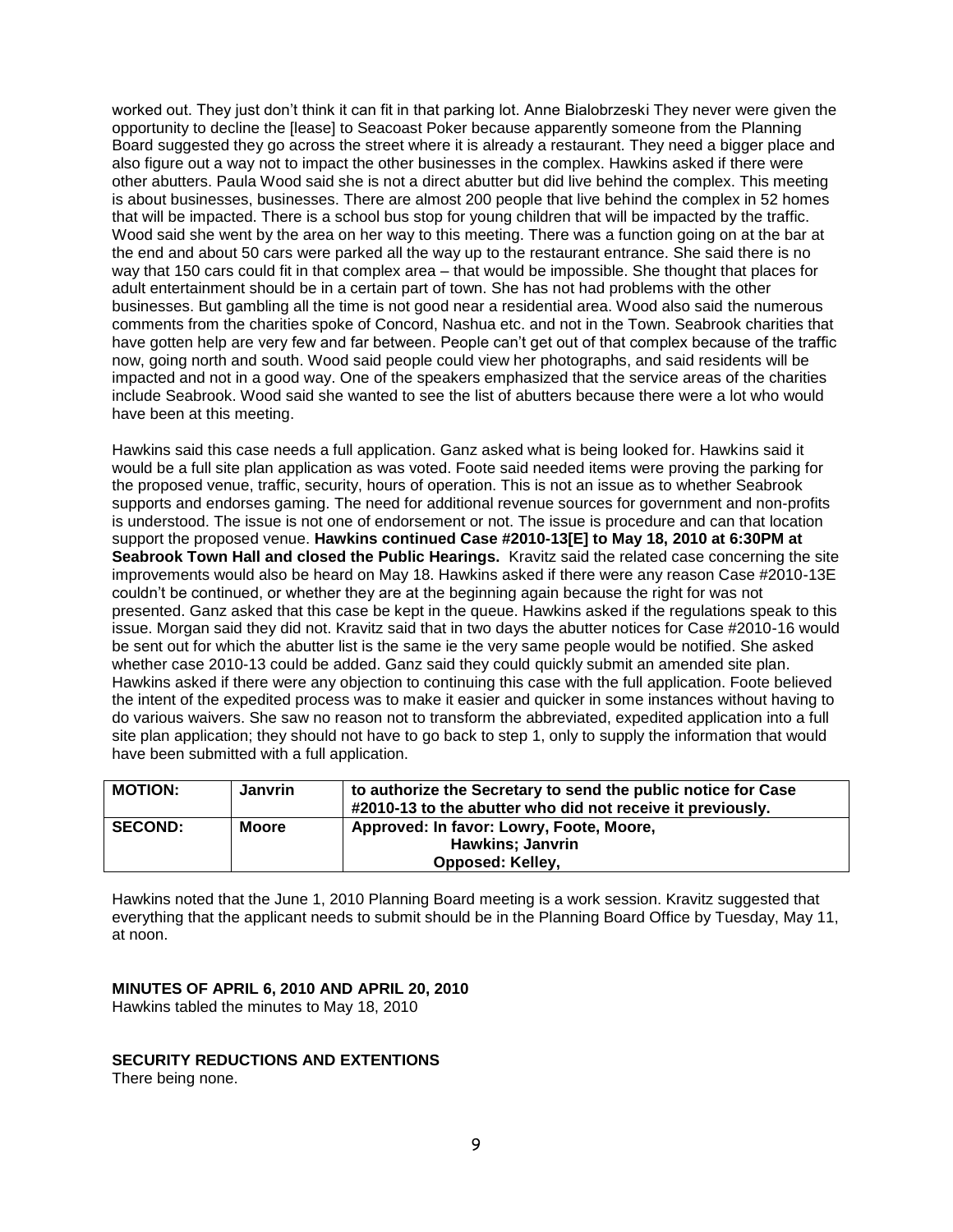worked out. They just don't think it can fit in that parking lot. Anne Bialobrzeski They never were given the opportunity to decline the [lease] to Seacoast Poker because apparently someone from the Planning Board suggested they go across the street where it is already a restaurant. They need a bigger place and also figure out a way not to impact the other businesses in the complex. Hawkins asked if there were other abutters. Paula Wood said she is not a direct abutter but did live behind the complex. This meeting is about businesses, businesses. There are almost 200 people that live behind the complex in 52 homes that will be impacted. There is a school bus stop for young children that will be impacted by the traffic. Wood said she went by the area on her way to this meeting. There was a function going on at the bar at the end and about 50 cars were parked all the way up to the restaurant entrance. She said there is no way that 150 cars could fit in that complex area – that would be impossible. She thought that places for adult entertainment should be in a certain part of town. She has not had problems with the other businesses. But gambling all the time is not good near a residential area. Wood also said the numerous comments from the charities spoke of Concord, Nashua etc. and not in the Town. Seabrook charities that have gotten help are very few and far between. People can't get out of that complex because of the traffic now, going north and south. Wood said people could view her photographs, and said residents will be impacted and not in a good way. One of the speakers emphasized that the service areas of the charities include Seabrook. Wood said she wanted to see the list of abutters because there were a lot who would have been at this meeting.

Hawkins said this case needs a full application. Ganz asked what is being looked for. Hawkins said it would be a full site plan application as was voted. Foote said needed items were proving the parking for the proposed venue, traffic, security, hours of operation. This is not an issue as to whether Seabrook supports and endorses gaming. The need for additional revenue sources for government and non-profits is understood. The issue is not one of endorsement or not. The issue is procedure and can that location support the proposed venue. **Hawkins continued Case #2010-13[E] to May 18, 2010 at 6:30PM at Seabrook Town Hall and closed the Public Hearings.** Kravitz said the related case concerning the site improvements would also be heard on May 18. Hawkins asked if there were any reason Case #2010-13E couldn't be continued, or whether they are at the beginning again because the right for was not presented. Ganz asked that this case be kept in the queue. Hawkins asked if the regulations speak to this issue. Morgan said they did not. Kravitz said that in two days the abutter notices for Case #2010-16 would be sent out for which the abutter list is the same ie the very same people would be notified. She asked whether case 2010-13 could be added. Ganz said they could quickly submit an amended site plan. Hawkins asked if there were any objection to continuing this case with the full application. Foote believed the intent of the expedited process was to make it easier and quicker in some instances without having to do various waivers. She saw no reason not to transform the abbreviated, expedited application into a full site plan application; they should not have to go back to step 1, only to supply the information that would have been submitted with a full application.

| **MOTION:** | **Janvrin** | **to authorize the Secretary to send the public notice for Case #2010-13 to the abutter who did not receive it previously.** |
|---|---|---|
| **SECOND:** | **Moore** | **Approved: In favor: Lowry, Foote, Moore, Hawkins; Janvrin Opposed: Kelley,** |

Hawkins noted that the June 1, 2010 Planning Board meeting is a work session. Kravitz suggested that everything that the applicant needs to submit should be in the Planning Board Office by Tuesday, May 11, at noon.

**MINUTES OF APRIL 6, 2010 AND APRIL 20, 2010**
Hawkins tabled the minutes to May 18, 2010

**SECURITY REDUCTIONS AND EXTENTIONS**
There being none.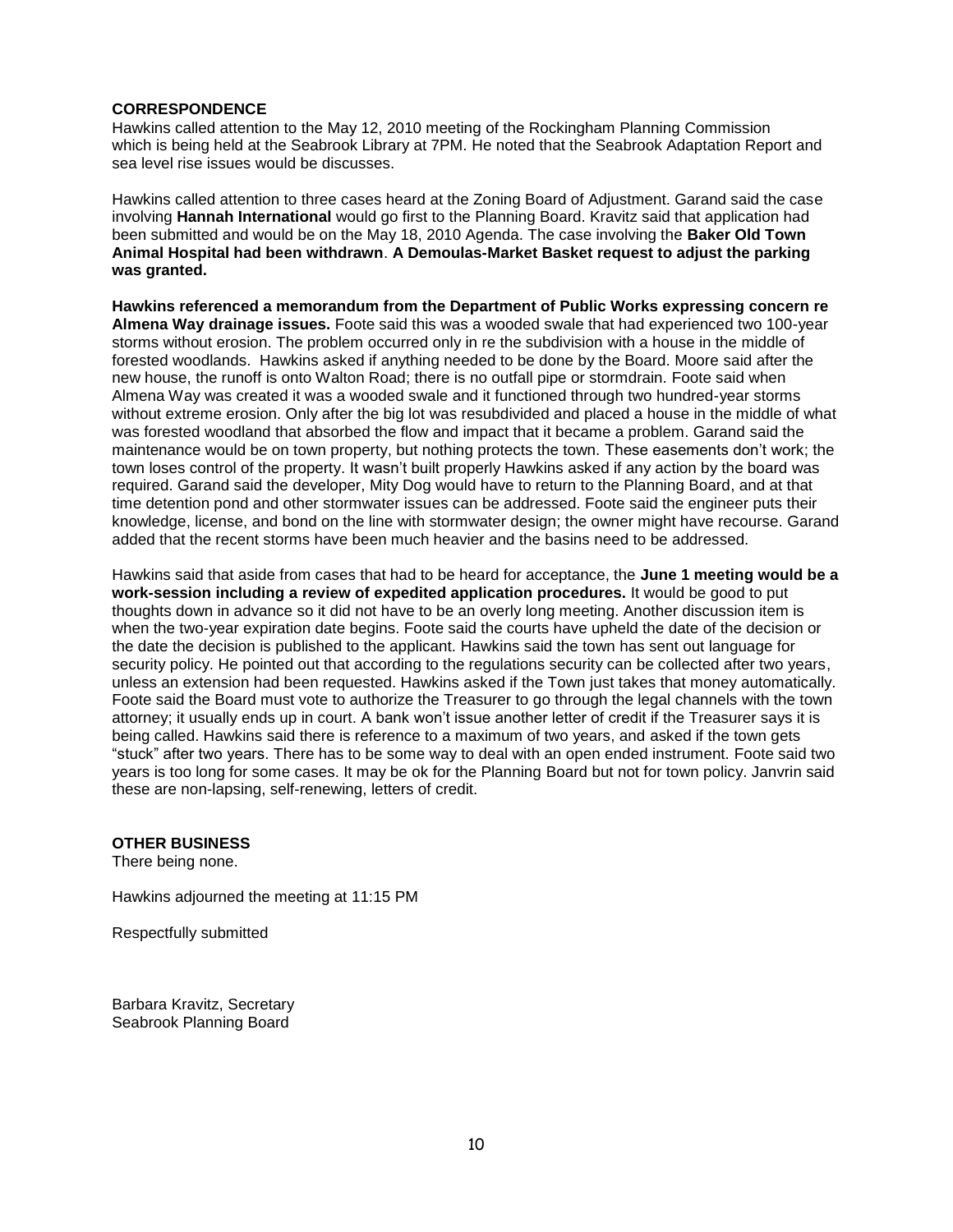**CORRESPONDENCE**

Hawkins called attention to the May 12, 2010 meeting of the Rockingham Planning Commission which is being held at the Seabrook Library at 7PM. He noted that the Seabrook Adaptation Report and sea level rise issues would be discusses.

Hawkins called attention to three cases heard at the Zoning Board of Adjustment. Garand said the case involving **Hannah International** would go first to the Planning Board. Kravitz said that application had been submitted and would be on the May 18, 2010 Agenda. The case involving the **Baker Old Town Animal Hospital had been withdrawn**. **A Demoulas-Market Basket request to adjust the parking was granted.**

**Hawkins referenced a memorandum from the Department of Public Works expressing concern re Almena Way drainage issues.** Foote said this was a wooded swale that had experienced two 100-year storms without erosion. The problem occurred only in re the subdivision with a house in the middle of forested woodlands. Hawkins asked if anything needed to be done by the Board. Moore said after the new house, the runoff is onto Walton Road; there is no outfall pipe or stormdrain. Foote said when Almena Way was created it was a wooded swale and it functioned through two hundred-year storms without extreme erosion. Only after the big lot was resubdivided and placed a house in the middle of what was forested woodland that absorbed the flow and impact that it became a problem. Garand said the maintenance would be on town property, but nothing protects the town. These easements don't work; the town loses control of the property. It wasn't built properly Hawkins asked if any action by the board was required. Garand said the developer, Mity Dog would have to return to the Planning Board, and at that time detention pond and other stormwater issues can be addressed. Foote said the engineer puts their knowledge, license, and bond on the line with stormwater design; the owner might have recourse. Garand added that the recent storms have been much heavier and the basins need to be addressed.

Hawkins said that aside from cases that had to be heard for acceptance, the **June 1 meeting would be a work-session including a review of expedited application procedures.** It would be good to put thoughts down in advance so it did not have to be an overly long meeting. Another discussion item is when the two-year expiration date begins. Foote said the courts have upheld the date of the decision or the date the decision is published to the applicant. Hawkins said the town has sent out language for security policy. He pointed out that according to the regulations security can be collected after two years, unless an extension had been requested. Hawkins asked if the Town just takes that money automatically. Foote said the Board must vote to authorize the Treasurer to go through the legal channels with the town attorney; it usually ends up in court. A bank won't issue another letter of credit if the Treasurer says it is being called. Hawkins said there is reference to a maximum of two years, and asked if the town gets "stuck" after two years. There has to be some way to deal with an open ended instrument. Foote said two years is too long for some cases. It may be ok for the Planning Board but not for town policy. Janvrin said these are non-lapsing, self-renewing, letters of credit.

**OTHER BUSINESS**

There being none.

Hawkins adjourned the meeting at 11:15 PM

Respectfully submitted

Barbara Kravitz, Secretary
Seabrook Planning Board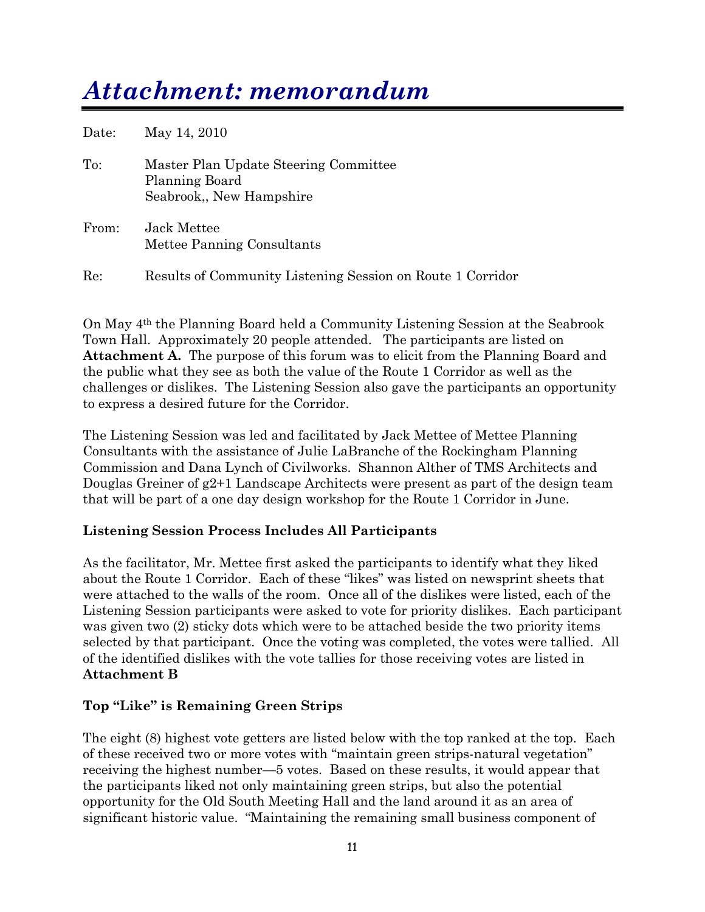# *Attachment: memorandum*

Date: May 14, 2010

To: Master Plan Update Steering Committee
Planning Board
Seabrook,, New Hampshire

From: Jack Mettee
Mettee Panning Consultants

Re: Results of Community Listening Session on Route 1 Corridor

On May 4th the Planning Board held a Community Listening Session at the Seabrook Town Hall. Approximately 20 people attended. The participants are listed on **Attachment A.** The purpose of this forum was to elicit from the Planning Board and the public what they see as both the value of the Route 1 Corridor as well as the challenges or dislikes. The Listening Session also gave the participants an opportunity to express a desired future for the Corridor.

The Listening Session was led and facilitated by Jack Mettee of Mettee Planning Consultants with the assistance of Julie LaBranche of the Rockingham Planning Commission and Dana Lynch of Civilworks. Shannon Alther of TMS Architects and Douglas Greiner of g2+1 Landscape Architects were present as part of the design team that will be part of a one day design workshop for the Route 1 Corridor in June.

### Listening Session Process Includes All Participants

As the facilitator, Mr. Mettee first asked the participants to identify what they liked about the Route 1 Corridor. Each of these "likes" was listed on newsprint sheets that were attached to the walls of the room. Once all of the dislikes were listed, each of the Listening Session participants were asked to vote for priority dislikes. Each participant was given two (2) sticky dots which were to be attached beside the two priority items selected by that participant. Once the voting was completed, the votes were tallied. All of the identified dislikes with the vote tallies for those receiving votes are listed in **Attachment B**

### Top "Like" is Remaining Green Strips

The eight (8) highest vote getters are listed below with the top ranked at the top. Each of these received two or more votes with "maintain green strips-natural vegetation" receiving the highest number—5 votes. Based on these results, it would appear that the participants liked not only maintaining green strips, but also the potential opportunity for the Old South Meeting Hall and the land around it as an area of significant historic value. "Maintaining the remaining small business component of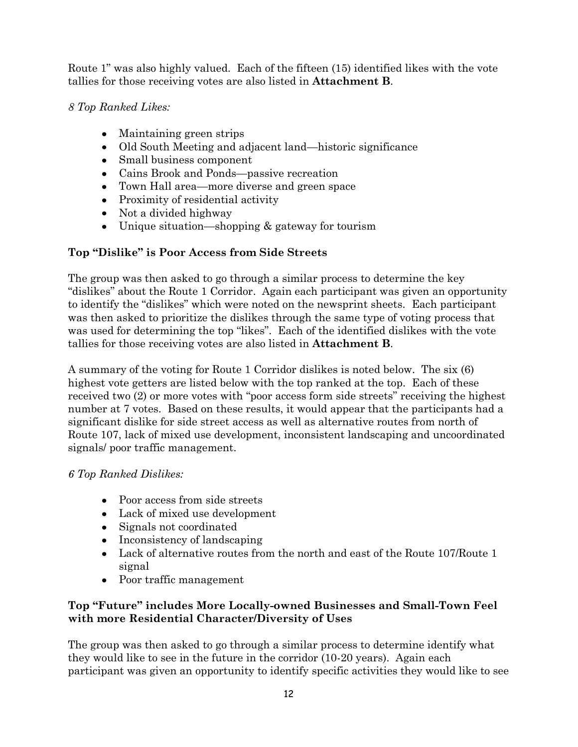Route 1" was also highly valued. Each of the fifteen (15) identified likes with the vote tallies for those receiving votes are also listed in **Attachment B**.

*8 Top Ranked Likes:*

- Maintaining green strips
- Old South Meeting and adjacent land—historic significance
- Small business component
- Cains Brook and Ponds—passive recreation
- Town Hall area—more diverse and green space
- Proximity of residential activity
- Not a divided highway
- Unique situation—shopping & gateway for tourism

### Top "Dislike" is Poor Access from Side Streets

The group was then asked to go through a similar process to determine the key "dislikes" about the Route 1 Corridor. Again each participant was given an opportunity to identify the "dislikes" which were noted on the newsprint sheets. Each participant was then asked to prioritize the dislikes through the same type of voting process that was used for determining the top "likes". Each of the identified dislikes with the vote tallies for those receiving votes are also listed in **Attachment B**.

A summary of the voting for Route 1 Corridor dislikes is noted below. The six (6) highest vote getters are listed below with the top ranked at the top. Each of these received two (2) or more votes with "poor access form side streets" receiving the highest number at 7 votes. Based on these results, it would appear that the participants had a significant dislike for side street access as well as alternative routes from north of Route 107, lack of mixed use development, inconsistent landscaping and uncoordinated signals/ poor traffic management.

*6 Top Ranked Dislikes:*

- Poor access from side streets
- Lack of mixed use development
- Signals not coordinated
- Inconsistency of landscaping
- Lack of alternative routes from the north and east of the Route 107/Route 1 signal
- Poor traffic management

### Top "Future" includes More Locally-owned Businesses and Small-Town Feel with more Residential Character/Diversity of Uses

The group was then asked to go through a similar process to determine identify what they would like to see in the future in the corridor (10-20 years). Again each participant was given an opportunity to identify specific activities they would like to see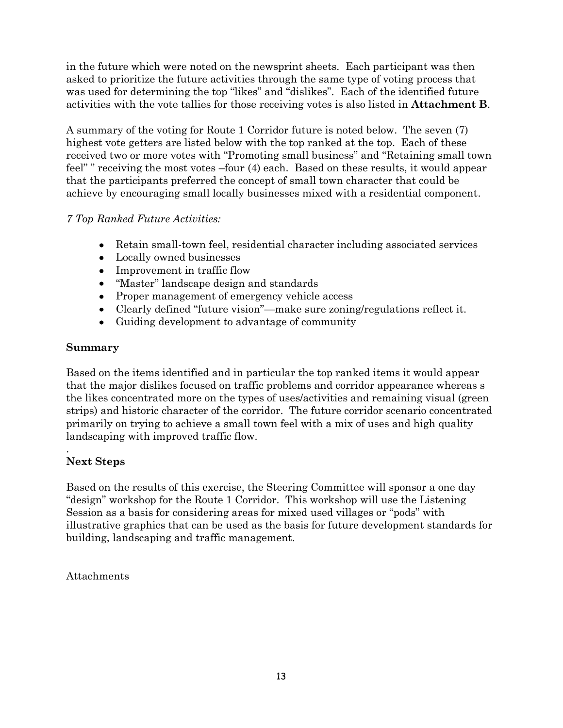in the future which were noted on the newsprint sheets. Each participant was then asked to prioritize the future activities through the same type of voting process that was used for determining the top "likes" and "dislikes". Each of the identified future activities with the vote tallies for those receiving votes is also listed in **Attachment B**.

A summary of the voting for Route 1 Corridor future is noted below. The seven (7) highest vote getters are listed below with the top ranked at the top. Each of these received two or more votes with "Promoting small business" and "Retaining small town feel" " receiving the most votes –four (4) each. Based on these results, it would appear that the participants preferred the concept of small town character that could be achieve by encouraging small locally businesses mixed with a residential component.

*7 Top Ranked Future Activities:*

- Retain small-town feel, residential character including associated services
- Locally owned businesses
- Improvement in traffic flow
- "Master" landscape design and standards
- Proper management of emergency vehicle access
- Clearly defined "future vision"—make sure zoning/regulations reflect it.
- Guiding development to advantage of community

**Summary**

Based on the items identified and in particular the top ranked items it would appear that the major dislikes focused on traffic problems and corridor appearance whereas s the likes concentrated more on the types of uses/activities and remaining visual (green strips) and historic character of the corridor. The future corridor scenario concentrated primarily on trying to achieve a small town feel with a mix of uses and high quality landscaping with improved traffic flow.

.

**Next Steps**

Based on the results of this exercise, the Steering Committee will sponsor a one day "design" workshop for the Route 1 Corridor. This workshop will use the Listening Session as a basis for considering areas for mixed used villages or "pods" with illustrative graphics that can be used as the basis for future development standards for building, landscaping and traffic management.

Attachments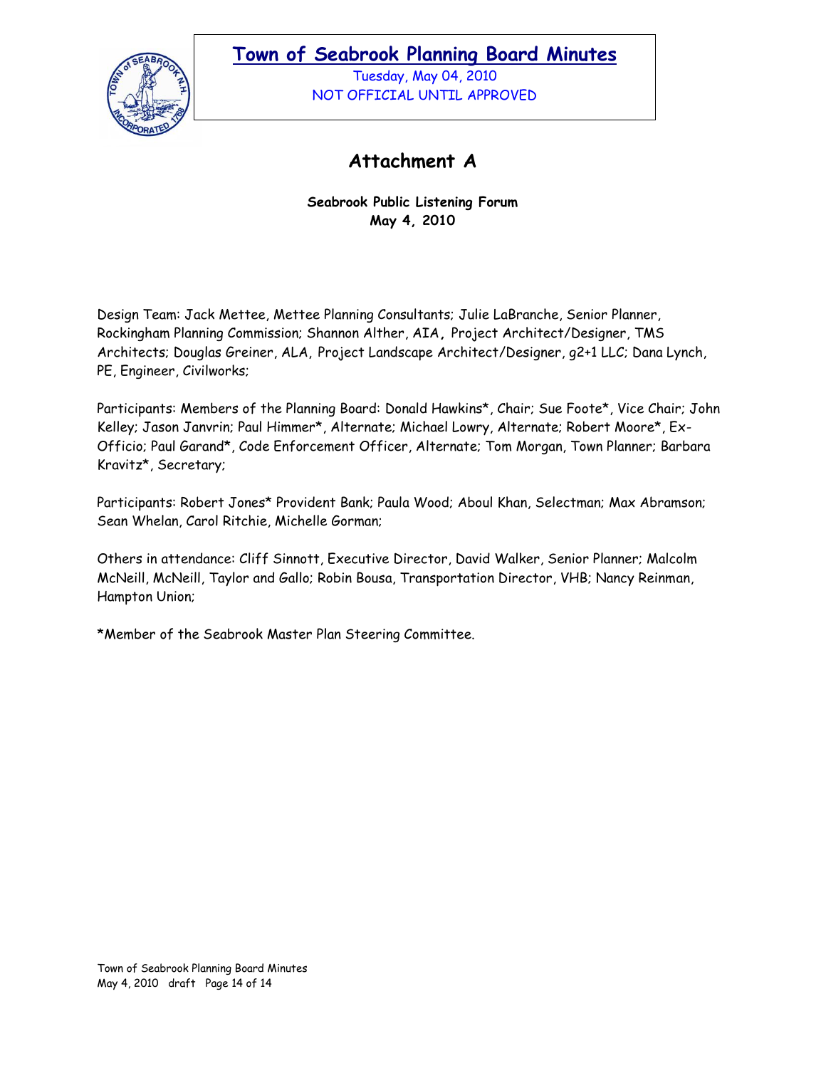# Town of Seabrook Planning Board Minutes

Tuesday, May 04, 2010
NOT OFFICIAL UNTIL APPROVED

## Attachment A

**Seabrook Public Listening Forum**
**May 4, 2010**

Design Team: Jack Mettee, Mettee Planning Consultants; Julie LaBranche, Senior Planner, Rockingham Planning Commission; Shannon Alther, AIA, Project Architect/Designer, TMS Architects; Douglas Greiner, ALA, Project Landscape Architect/Designer, g2+1 LLC; Dana Lynch, PE, Engineer, Civilworks;

Participants: Members of the Planning Board: Donald Hawkins*, Chair; Sue Foote*, Vice Chair; John Kelley; Jason Janvrin; Paul Himmer*, Alternate; Michael Lowry, Alternate; Robert Moore*, Ex-Officio; Paul Garand*, Code Enforcement Officer, Alternate; Tom Morgan, Town Planner; Barbara Kravitz*, Secretary;

Participants: Robert Jones* Provident Bank; Paula Wood; Aboul Khan, Selectman; Max Abramson; Sean Whelan, Carol Ritchie, Michelle Gorman;

Others in attendance: Cliff Sinnott, Executive Director, David Walker, Senior Planner; Malcolm McNeill, McNeill, Taylor and Gallo; Robin Bousa, Transportation Director, VHB; Nancy Reinman, Hampton Union;

*Member of the Seabrook Master Plan Steering Committee.